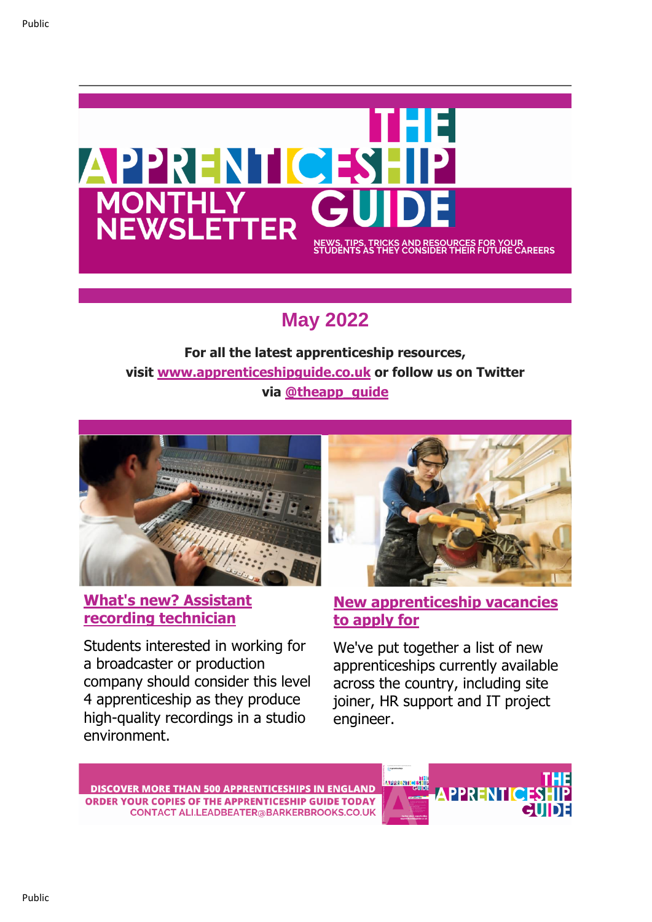# THE APPRENTICESHIP GUIDE

## MONTHLY NEWSLETTER

NEWS, TIPS, TRICKS AND RESOURCES FOR YOUR STUDENTS AS THEY CONSIDER THEIR FUTURE CAREERS

## May 2022

**For all the latest apprenticeship resources, visit [www.apprenticeshipguide.co.uk](http://www.apprenticeshipguide.co.uk) or follow us on Twitter via [@theapp_guide](https://twitter.com/theapp_guide)**

### What's new? Assistant recording technician

Students interested in working for a broadcaster or production company should consider this level 4 apprenticeship as they produce high-quality recordings in a studio environment.

### New apprenticeship vacancies to apply for

We've put together a list of new apprenticeships currently available across the country, including site joiner, HR support and IT project engineer.

DISCOVER MORE THAN 500 APPRENTICESHIPS IN ENGLAND
ORDER YOUR COPIES OF THE APPRENTICESHIP GUIDE TODAY
CONTACT ALI.LEADBEATER@BARKERBROOKS.CO.UK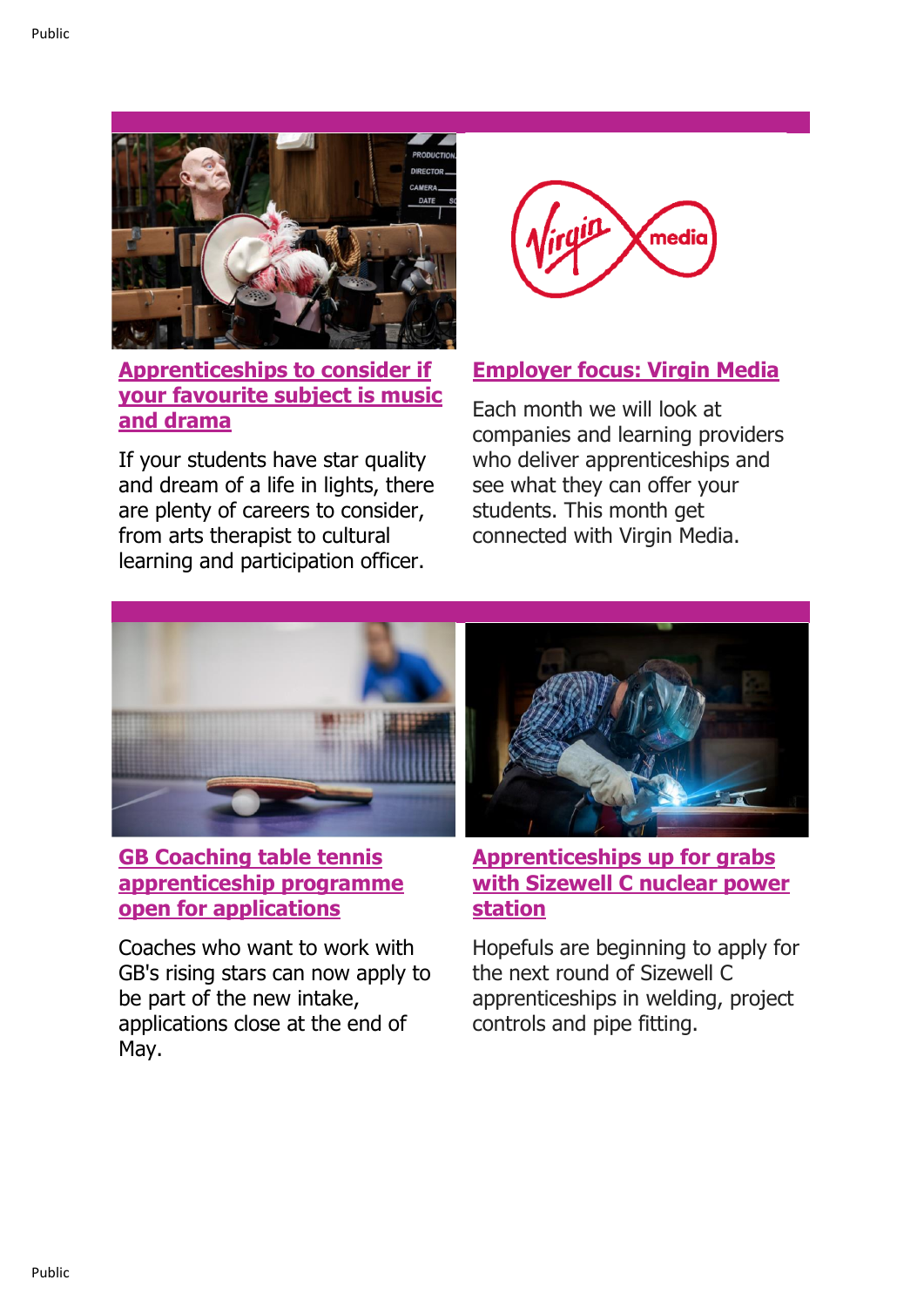## Apprenticeships to consider if your favourite subject is music and drama

If your students have star quality and dream of a life in lights, there are plenty of careers to consider, from arts therapist to cultural learning and participation officer.

## Employer focus: Virgin Media

Each month we will look at companies and learning providers who deliver apprenticeships and see what they can offer your students. This month get connected with Virgin Media.

## GB Coaching table tennis apprenticeship programme open for applications

Coaches who want to work with GB's rising stars can now apply to be part of the new intake, applications close at the end of May.

## Apprenticeships up for grabs with Sizewell C nuclear power station

Hopefuls are beginning to apply for the next round of Sizewell C apprenticeships in welding, project controls and pipe fitting.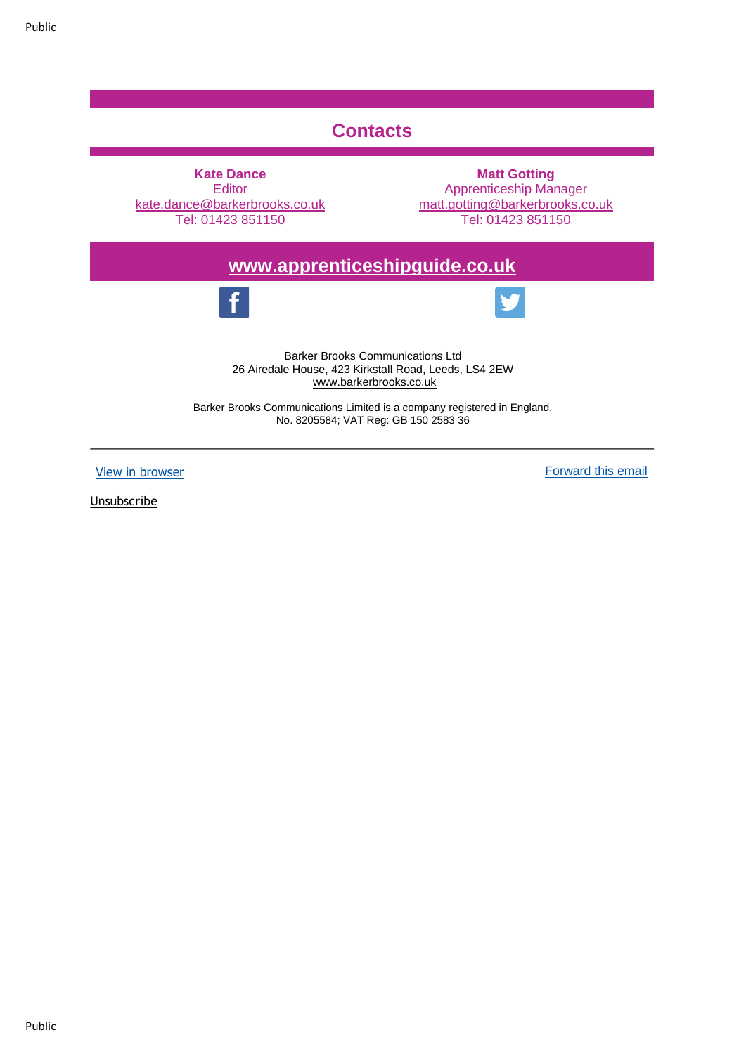## Contacts

| | |
|---|---|
| **Kate Dance** | **Matt Gotting** |
| Editor | Apprenticeship Manager |
| kate.dance@barkerbrooks.co.uk | matt.gotting@barkerbrooks.co.uk |
| Tel: 01423 851150 | Tel: 01423 851150 |

**www.apprenticeshipguide.co.uk**

Barker Brooks Communications Ltd
26 Airedale House, 423 Kirkstall Road, Leeds, LS4 2EW
www.barkerbrooks.co.uk

Barker Brooks Communications Limited is a company registered in England,
No. 8205584; VAT Reg: GB 150 2583 36

---

View in browser

Forward this email

Unsubscribe